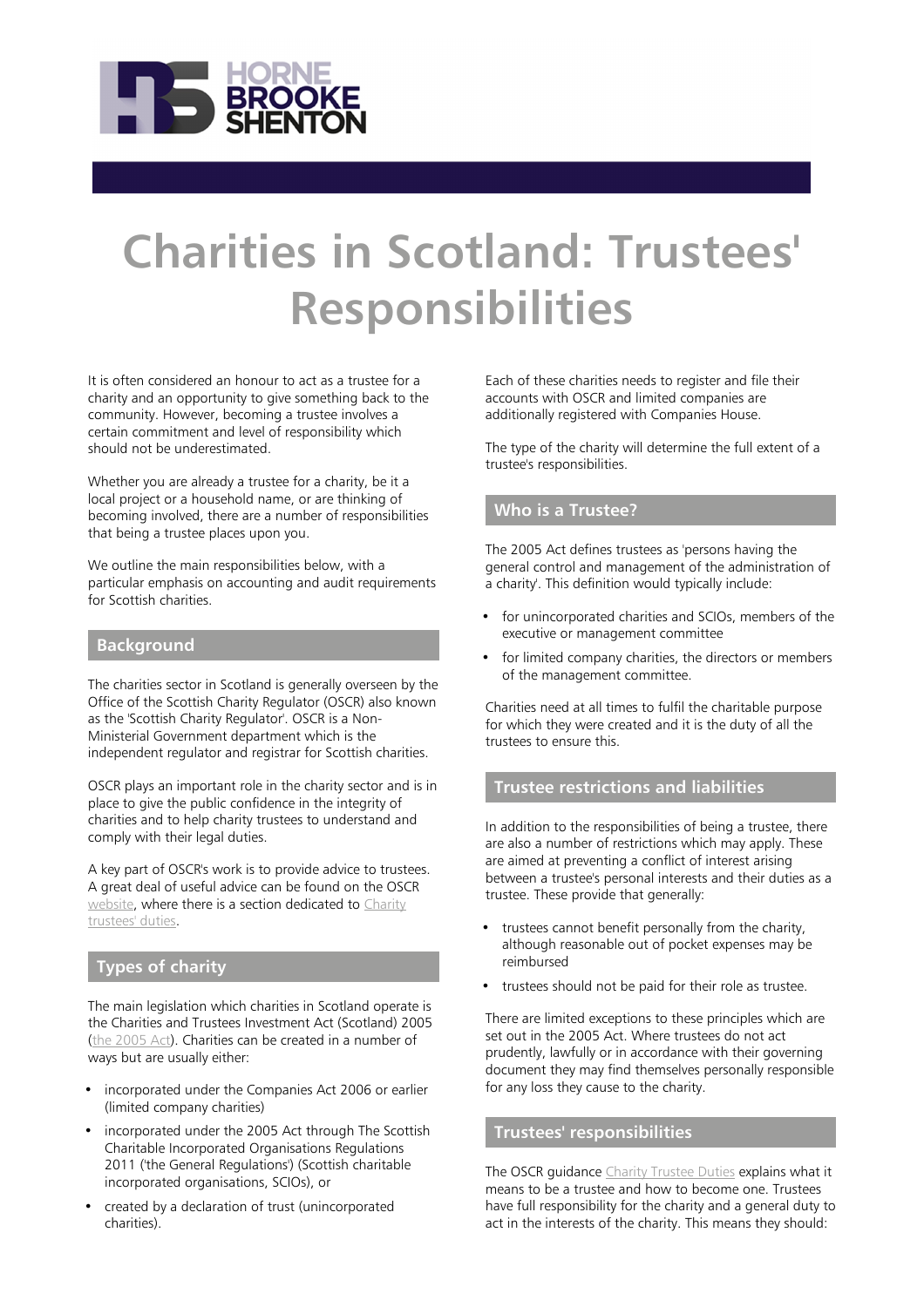# Charities in Scotland: Trustees' Responsibilities

It is often considered an honour to act as a trustee for a charity and an opportunity to give something back to the community. However, becoming a trustee involves a certain commitment and level of responsibility which should not be underestimated.

Whether you are already a trustee for a charity, be it a local project or a household name, or are thinking of becoming involved, there are a number of responsibilities that being a trustee places upon you.

We outline the main responsibilities below, with a particular emphasis on accounting and audit requirements for Scottish charities.

## Background

The charities sector in Scotland is generally overseen by the Office of the Scottish Charity Regulator (OSCR) also known as the 'Scottish Charity Regulator'. OSCR is a Non-Ministerial Government department which is the independent regulator and registrar for Scottish charities.

OSCR plays an important role in the charity sector and is in place to give the public confidence in the integrity of charities and to help charity trustees to understand and comply with their legal duties.

A key part of OSCR's work is to provide advice to trustees. A great deal of useful advice can be found on the OSCR website, where there is a section dedicated to Charity trustees' duties.

## Types of charity

The main legislation which charities in Scotland operate is the Charities and Trustees Investment Act (Scotland) 2005 (the 2005 Act). Charities can be created in a number of ways but are usually either:

- incorporated under the Companies Act 2006 or earlier (limited company charities)
- incorporated under the 2005 Act through The Scottish Charitable Incorporated Organisations Regulations 2011 ('the General Regulations') (Scottish charitable incorporated organisations, SCIOs), or
- created by a declaration of trust (unincorporated charities).

Each of these charities needs to register and file their accounts with OSCR and limited companies are additionally registered with Companies House.

The type of the charity will determine the full extent of a trustee's responsibilities.

## Who is a Trustee?

The 2005 Act defines trustees as 'persons having the general control and management of the administration of a charity'. This definition would typically include:

- for unincorporated charities and SCIOs, members of the executive or management committee
- for limited company charities, the directors or members of the management committee.

Charities need at all times to fulfil the charitable purpose for which they were created and it is the duty of all the trustees to ensure this.

## Trustee restrictions and liabilities

In addition to the responsibilities of being a trustee, there are also a number of restrictions which may apply. These are aimed at preventing a conflict of interest arising between a trustee's personal interests and their duties as a trustee. These provide that generally:

- trustees cannot benefit personally from the charity, although reasonable out of pocket expenses may be reimbursed
- trustees should not be paid for their role as trustee.

There are limited exceptions to these principles which are set out in the 2005 Act. Where trustees do not act prudently, lawfully or in accordance with their governing document they may find themselves personally responsible for any loss they cause to the charity.

## Trustees' responsibilities

The OSCR guidance Charity Trustee Duties explains what it means to be a trustee and how to become one. Trustees have full responsibility for the charity and a general duty to act in the interests of the charity. This means they should: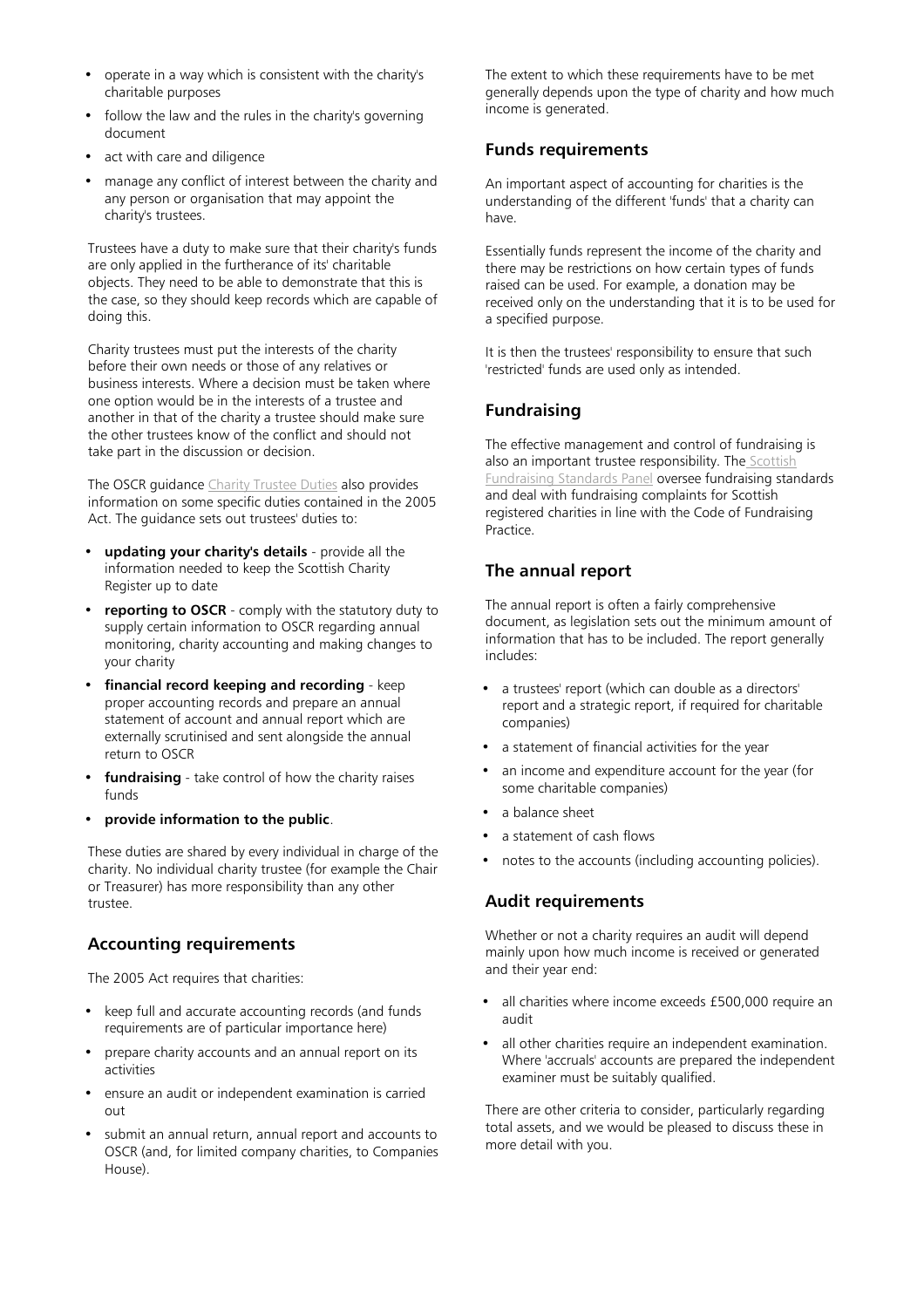- operate in a way which is consistent with the charity's charitable purposes
- follow the law and the rules in the charity's governing document
- act with care and diligence
- manage any conflict of interest between the charity and any person or organisation that may appoint the charity's trustees.

Trustees have a duty to make sure that their charity's funds are only applied in the furtherance of its' charitable objects. They need to be able to demonstrate that this is the case, so they should keep records which are capable of doing this.

Charity trustees must put the interests of the charity before their own needs or those of any relatives or business interests. Where a decision must be taken where one option would be in the interests of a trustee and another in that of the charity a trustee should make sure the other trustees know of the conflict and should not take part in the discussion or decision.

The OSCR guidance Charity Trustee Duties also provides information on some specific duties contained in the 2005 Act. The guidance sets out trustees' duties to:

- **updating your charity's details** - provide all the information needed to keep the Scottish Charity Register up to date
- **reporting to OSCR** - comply with the statutory duty to supply certain information to OSCR regarding annual monitoring, charity accounting and making changes to your charity
- **financial record keeping and recording** - keep proper accounting records and prepare an annual statement of account and annual report which are externally scrutinised and sent alongside the annual return to OSCR
- **fundraising** - take control of how the charity raises funds
- **provide information to the public**.

These duties are shared by every individual in charge of the charity. No individual charity trustee (for example the Chair or Treasurer) has more responsibility than any other trustee.

## Accounting requirements

The 2005 Act requires that charities:

- keep full and accurate accounting records (and funds requirements are of particular importance here)
- prepare charity accounts and an annual report on its activities
- ensure an audit or independent examination is carried out
- submit an annual return, annual report and accounts to OSCR (and, for limited company charities, to Companies House).

The extent to which these requirements have to be met generally depends upon the type of charity and how much income is generated.

## Funds requirements

An important aspect of accounting for charities is the understanding of the different 'funds' that a charity can have.

Essentially funds represent the income of the charity and there may be restrictions on how certain types of funds raised can be used. For example, a donation may be received only on the understanding that it is to be used for a specified purpose.

It is then the trustees' responsibility to ensure that such 'restricted' funds are used only as intended.

## Fundraising

The effective management and control of fundraising is also an important trustee responsibility. The Scottish Fundraising Standards Panel oversee fundraising standards and deal with fundraising complaints for Scottish registered charities in line with the Code of Fundraising Practice.

## The annual report

The annual report is often a fairly comprehensive document, as legislation sets out the minimum amount of information that has to be included. The report generally includes:

- a trustees' report (which can double as a directors' report and a strategic report, if required for charitable companies)
- a statement of financial activities for the year
- an income and expenditure account for the year (for some charitable companies)
- a balance sheet
- a statement of cash flows
- notes to the accounts (including accounting policies).

## Audit requirements

Whether or not a charity requires an audit will depend mainly upon how much income is received or generated and their year end:

- all charities where income exceeds £500,000 require an audit
- all other charities require an independent examination. Where 'accruals' accounts are prepared the independent examiner must be suitably qualified.

There are other criteria to consider, particularly regarding total assets, and we would be pleased to discuss these in more detail with you.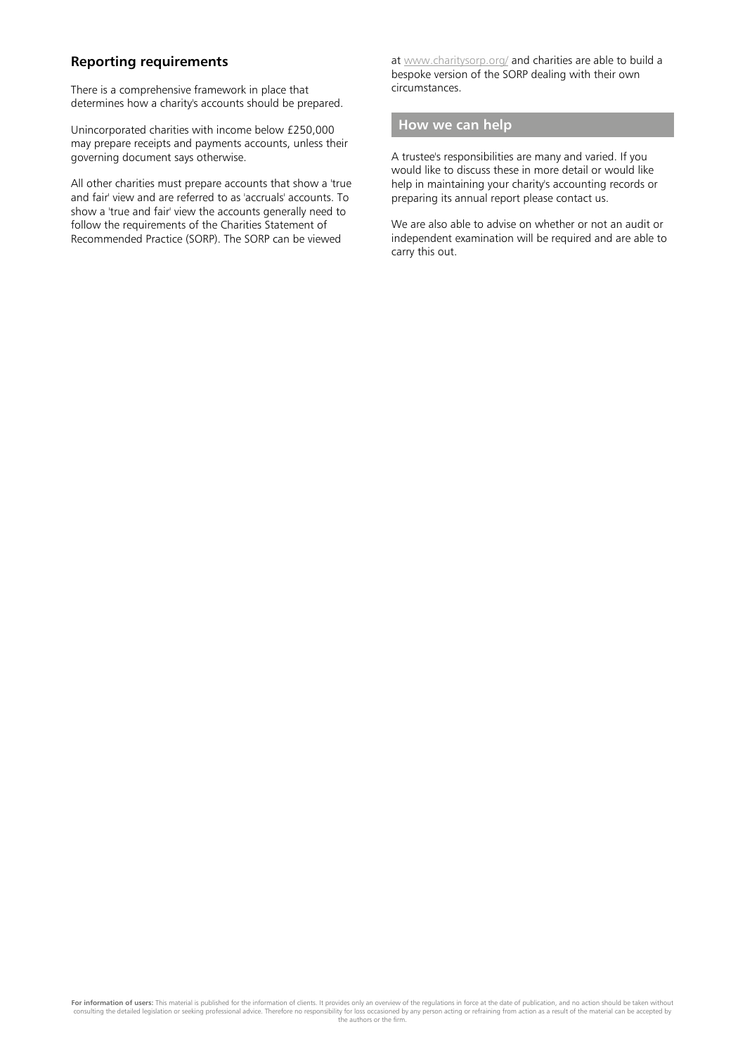## Reporting requirements

There is a comprehensive framework in place that determines how a charity's accounts should be prepared.

Unincorporated charities with income below £250,000 may prepare receipts and payments accounts, unless their governing document says otherwise.

All other charities must prepare accounts that show a 'true and fair' view and are referred to as 'accruals' accounts. To show a 'true and fair' view the accounts generally need to follow the requirements of the Charities Statement of Recommended Practice (SORP). The SORP can be viewed at www.charitysorp.org/ and charities are able to build a bespoke version of the SORP dealing with their own circumstances.

## How we can help

A trustee's responsibilities are many and varied. If you would like to discuss these in more detail or would like help in maintaining your charity's accounting records or preparing its annual report please contact us.

We are also able to advise on whether or not an audit or independent examination will be required and are able to carry this out.

**For information of users:** This material is published for the information of clients. It provides only an overview of the regulations in force at the date of publication, and no action should be taken without consulting the detailed legislation or seeking professional advice. Therefore no responsibility for loss occasioned by any person acting or refraining from action as a result of the material can be accepted by the authors or the firm.